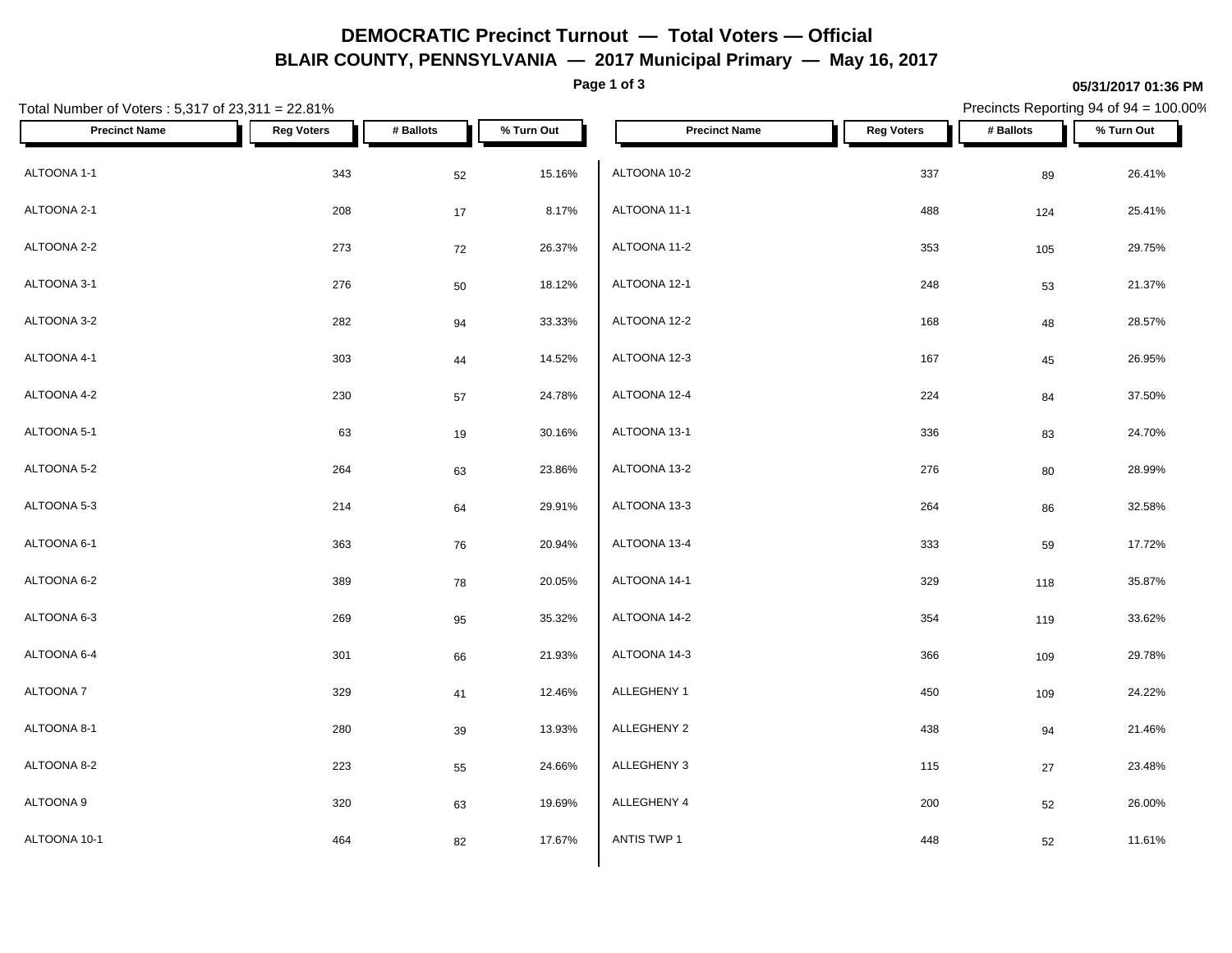# DEMOCRATIC Precinct Turnout — Total Voters — Official

## BLAIR COUNTY, PENNSYLVANIA — 2017 Municipal Primary — May 16, 2017

05/31/2017 01:36 PM

Total Number of Voters : 5,317 of 23,311 = 22.81%

Precincts Reporting 94 of 94 = 100.00%

| Precinct Name | Reg Voters | # Ballots | % Turn Out |
|---|---|---|---|
| ALTOONA 1-1 | 343 | 52 | 15.16% |
| ALTOONA 2-1 | 208 | 17 | 8.17% |
| ALTOONA 2-2 | 273 | 72 | 26.37% |
| ALTOONA 3-1 | 276 | 50 | 18.12% |
| ALTOONA 3-2 | 282 | 94 | 33.33% |
| ALTOONA 4-1 | 303 | 44 | 14.52% |
| ALTOONA 4-2 | 230 | 57 | 24.78% |
| ALTOONA 5-1 | 63 | 19 | 30.16% |
| ALTOONA 5-2 | 264 | 63 | 23.86% |
| ALTOONA 5-3 | 214 | 64 | 29.91% |
| ALTOONA 6-1 | 363 | 76 | 20.94% |
| ALTOONA 6-2 | 389 | 78 | 20.05% |
| ALTOONA 6-3 | 269 | 95 | 35.32% |
| ALTOONA 6-4 | 301 | 66 | 21.93% |
| ALTOONA 7 | 329 | 41 | 12.46% |
| ALTOONA 8-1 | 280 | 39 | 13.93% |
| ALTOONA 8-2 | 223 | 55 | 24.66% |
| ALTOONA 9 | 320 | 63 | 19.69% |
| ALTOONA 10-1 | 464 | 82 | 17.67% |
| ALTOONA 10-2 | 337 | 89 | 26.41% |
| ALTOONA 11-1 | 488 | 124 | 25.41% |
| ALTOONA 11-2 | 353 | 105 | 29.75% |
| ALTOONA 12-1 | 248 | 53 | 21.37% |
| ALTOONA 12-2 | 168 | 48 | 28.57% |
| ALTOONA 12-3 | 167 | 45 | 26.95% |
| ALTOONA 12-4 | 224 | 84 | 37.50% |
| ALTOONA 13-1 | 336 | 83 | 24.70% |
| ALTOONA 13-2 | 276 | 80 | 28.99% |
| ALTOONA 13-3 | 264 | 86 | 32.58% |
| ALTOONA 13-4 | 333 | 59 | 17.72% |
| ALTOONA 14-1 | 329 | 118 | 35.87% |
| ALTOONA 14-2 | 354 | 119 | 33.62% |
| ALTOONA 14-3 | 366 | 109 | 29.78% |
| ALLEGHENY 1 | 450 | 109 | 24.22% |
| ALLEGHENY 2 | 438 | 94 | 21.46% |
| ALLEGHENY 3 | 115 | 27 | 23.48% |
| ALLEGHENY 4 | 200 | 52 | 26.00% |
| ANTIS TWP 1 | 448 | 52 | 11.61% |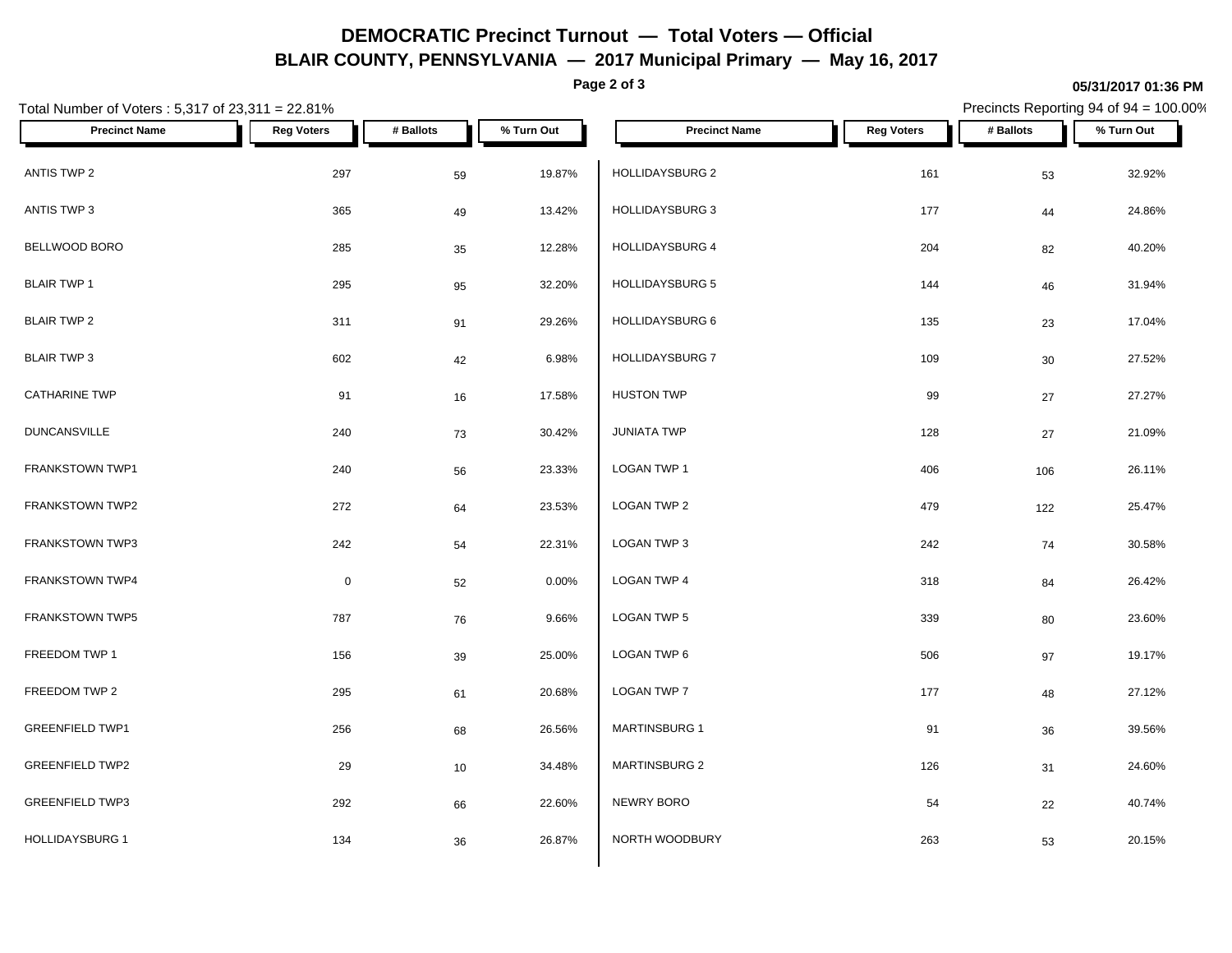# DEMOCRATIC Precinct Turnout — Total Voters — Official

## BLAIR COUNTY, PENNSYLVANIA — 2017 Municipal Primary — May 16, 2017

05/31/2017 01:36 PM

Total Number of Voters : 5,317 of 23,311 = 22.81%

Precincts Reporting 94 of 94 = 100.00%

| Precinct Name | Reg Voters | # Ballots | % Turn Out |
|---|---|---|---|
| ANTIS TWP 2 | 297 | 59 | 19.87% |
| ANTIS TWP 3 | 365 | 49 | 13.42% |
| BELLWOOD BORO | 285 | 35 | 12.28% |
| BLAIR TWP 1 | 295 | 95 | 32.20% |
| BLAIR TWP 2 | 311 | 91 | 29.26% |
| BLAIR TWP 3 | 602 | 42 | 6.98% |
| CATHARINE TWP | 91 | 16 | 17.58% |
| DUNCANSVILLE | 240 | 73 | 30.42% |
| FRANKSTOWN TWP1 | 240 | 56 | 23.33% |
| FRANKSTOWN TWP2 | 272 | 64 | 23.53% |
| FRANKSTOWN TWP3 | 242 | 54 | 22.31% |
| FRANKSTOWN TWP4 | 0 | 52 | 0.00% |
| FRANKSTOWN TWP5 | 787 | 76 | 9.66% |
| FREEDOM TWP 1 | 156 | 39 | 25.00% |
| FREEDOM TWP 2 | 295 | 61 | 20.68% |
| GREENFIELD TWP1 | 256 | 68 | 26.56% |
| GREENFIELD TWP2 | 29 | 10 | 34.48% |
| GREENFIELD TWP3 | 292 | 66 | 22.60% |
| HOLLIDAYSBURG 1 | 134 | 36 | 26.87% |
| HOLLIDAYSBURG 2 | 161 | 53 | 32.92% |
| HOLLIDAYSBURG 3 | 177 | 44 | 24.86% |
| HOLLIDAYSBURG 4 | 204 | 82 | 40.20% |
| HOLLIDAYSBURG 5 | 144 | 46 | 31.94% |
| HOLLIDAYSBURG 6 | 135 | 23 | 17.04% |
| HOLLIDAYSBURG 7 | 109 | 30 | 27.52% |
| HUSTON TWP | 99 | 27 | 27.27% |
| JUNIATA TWP | 128 | 27 | 21.09% |
| LOGAN TWP 1 | 406 | 106 | 26.11% |
| LOGAN TWP 2 | 479 | 122 | 25.47% |
| LOGAN TWP 3 | 242 | 74 | 30.58% |
| LOGAN TWP 4 | 318 | 84 | 26.42% |
| LOGAN TWP 5 | 339 | 80 | 23.60% |
| LOGAN TWP 6 | 506 | 97 | 19.17% |
| LOGAN TWP 7 | 177 | 48 | 27.12% |
| MARTINSBURG 1 | 91 | 36 | 39.56% |
| MARTINSBURG 2 | 126 | 31 | 24.60% |
| NEWRY BORO | 54 | 22 | 40.74% |
| NORTH WOODBURY | 263 | 53 | 20.15% |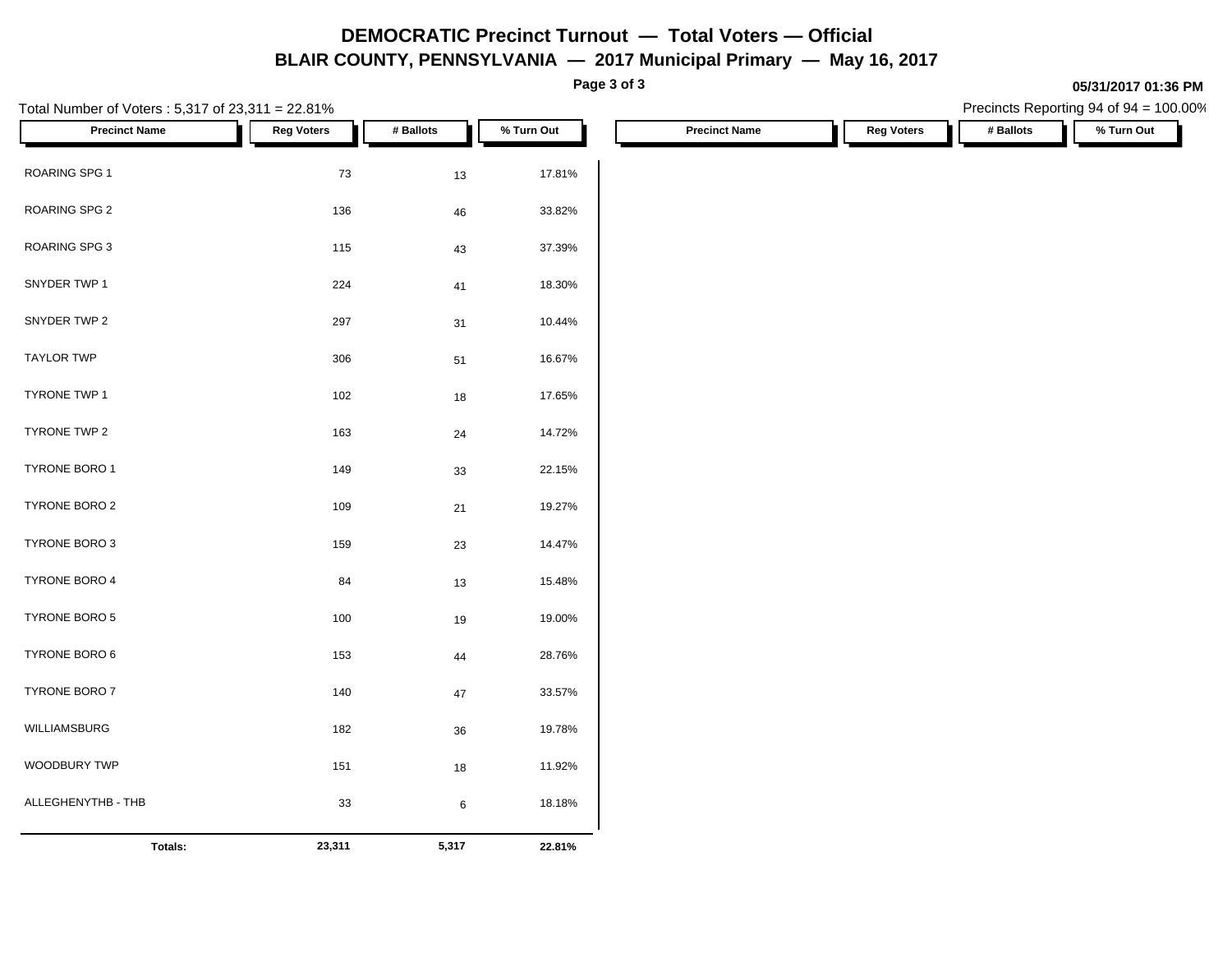# DEMOCRATIC Precinct Turnout — Total Voters — Official

## BLAIR COUNTY, PENNSYLVANIA — 2017 Municipal Primary — May 16, 2017

05/31/2017 01:36 PM

Total Number of Voters : 5,317 of 23,311 = 22.81%

Precincts Reporting 94 of 94 = 100.00%

| Precinct Name | Reg Voters | # Ballots | % Turn Out |
|---|---|---|---|
| ROARING SPG 1 | 73 | 13 | 17.81% |
| ROARING SPG 2 | 136 | 46 | 33.82% |
| ROARING SPG 3 | 115 | 43 | 37.39% |
| SNYDER TWP 1 | 224 | 41 | 18.30% |
| SNYDER TWP 2 | 297 | 31 | 10.44% |
| TAYLOR TWP | 306 | 51 | 16.67% |
| TYRONE TWP 1 | 102 | 18 | 17.65% |
| TYRONE TWP 2 | 163 | 24 | 14.72% |
| TYRONE BORO 1 | 149 | 33 | 22.15% |
| TYRONE BORO 2 | 109 | 21 | 19.27% |
| TYRONE BORO 3 | 159 | 23 | 14.47% |
| TYRONE BORO 4 | 84 | 13 | 15.48% |
| TYRONE BORO 5 | 100 | 19 | 19.00% |
| TYRONE BORO 6 | 153 | 44 | 28.76% |
| TYRONE BORO 7 | 140 | 47 | 33.57% |
| WILLIAMSBURG | 182 | 36 | 19.78% |
| WOODBURY TWP | 151 | 18 | 11.92% |
| ALLEGHENYTHB - THB | 33 | 6 | 18.18% |
| **Totals:** | **23,311** | **5,317** | **22.81%** |